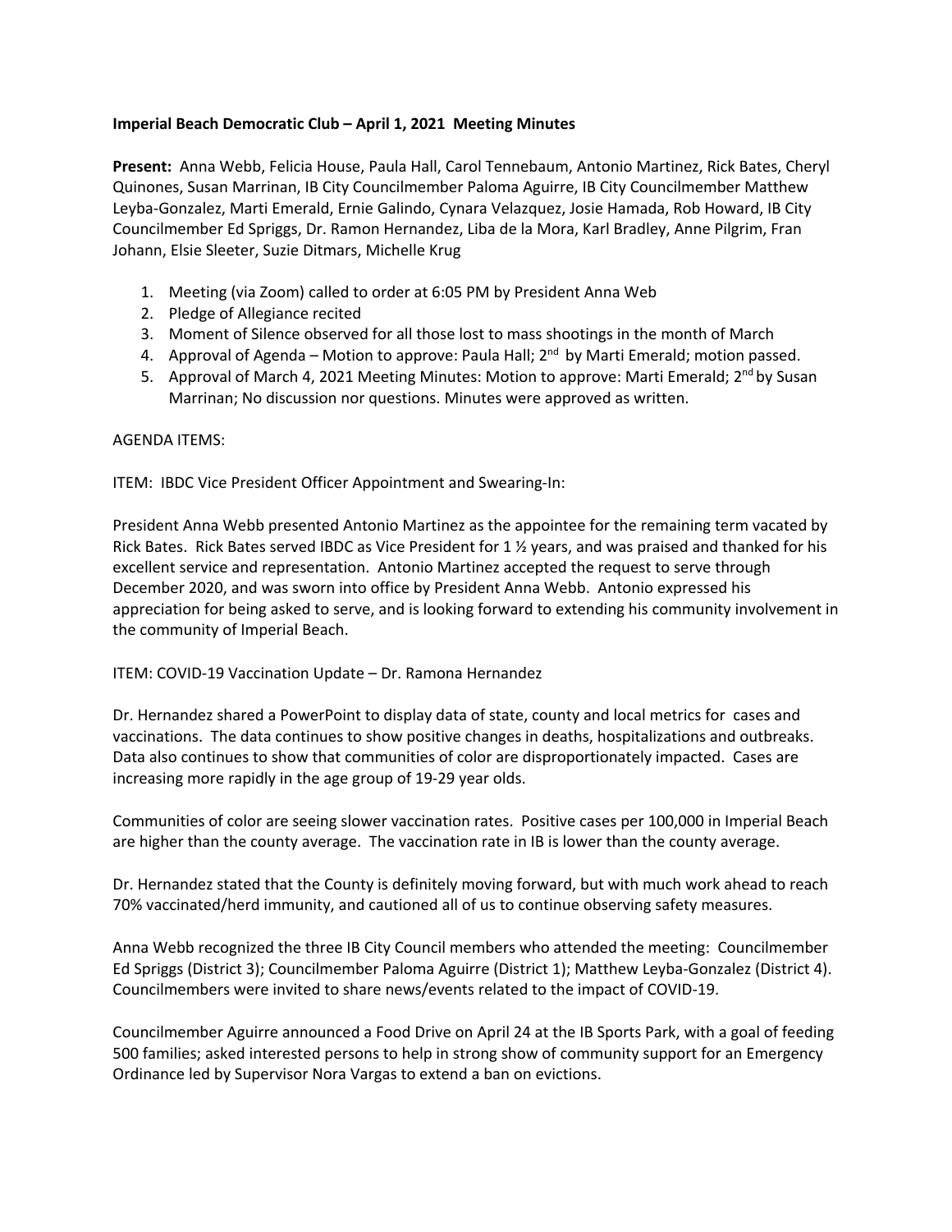**Imperial Beach Democratic Club – April 1, 2021 Meeting Minutes**

**Present:** Anna Webb, Felicia House, Paula Hall, Carol Tennebaum, Antonio Martinez, Rick Bates, Cheryl Quinones, Susan Marrinan, IB City Councilmember Paloma Aguirre, IB City Councilmember Matthew Leyba-Gonzalez, Marti Emerald, Ernie Galindo, Cynara Velazquez, Josie Hamada, Rob Howard, IB City Councilmember Ed Spriggs, Dr. Ramon Hernandez, Liba de la Mora, Karl Bradley, Anne Pilgrim, Fran Johann, Elsie Sleeter, Suzie Ditmars, Michelle Krug

1. Meeting (via Zoom) called to order at 6:05 PM by President Anna Web
2. Pledge of Allegiance recited
3. Moment of Silence observed for all those lost to mass shootings in the month of March
4. Approval of Agenda – Motion to approve: Paula Hall; 2nd by Marti Emerald; motion passed.
5. Approval of March 4, 2021 Meeting Minutes: Motion to approve: Marti Emerald; 2nd by Susan Marrinan; No discussion nor questions. Minutes were approved as written.

AGENDA ITEMS:

ITEM: IBDC Vice President Officer Appointment and Swearing-In:

President Anna Webb presented Antonio Martinez as the appointee for the remaining term vacated by Rick Bates. Rick Bates served IBDC as Vice President for 1 ½ years, and was praised and thanked for his excellent service and representation. Antonio Martinez accepted the request to serve through December 2020, and was sworn into office by President Anna Webb. Antonio expressed his appreciation for being asked to serve, and is looking forward to extending his community involvement in the community of Imperial Beach.

ITEM: COVID-19 Vaccination Update – Dr. Ramona Hernandez

Dr. Hernandez shared a PowerPoint to display data of state, county and local metrics for cases and vaccinations. The data continues to show positive changes in deaths, hospitalizations and outbreaks. Data also continues to show that communities of color are disproportionately impacted. Cases are increasing more rapidly in the age group of 19-29 year olds.

Communities of color are seeing slower vaccination rates. Positive cases per 100,000 in Imperial Beach are higher than the county average. The vaccination rate in IB is lower than the county average.

Dr. Hernandez stated that the County is definitely moving forward, but with much work ahead to reach 70% vaccinated/herd immunity, and cautioned all of us to continue observing safety measures.

Anna Webb recognized the three IB City Council members who attended the meeting: Councilmember Ed Spriggs (District 3); Councilmember Paloma Aguirre (District 1); Matthew Leyba-Gonzalez (District 4). Councilmembers were invited to share news/events related to the impact of COVID-19.

Councilmember Aguirre announced a Food Drive on April 24 at the IB Sports Park, with a goal of feeding 500 families; asked interested persons to help in strong show of community support for an Emergency Ordinance led by Supervisor Nora Vargas to extend a ban on evictions.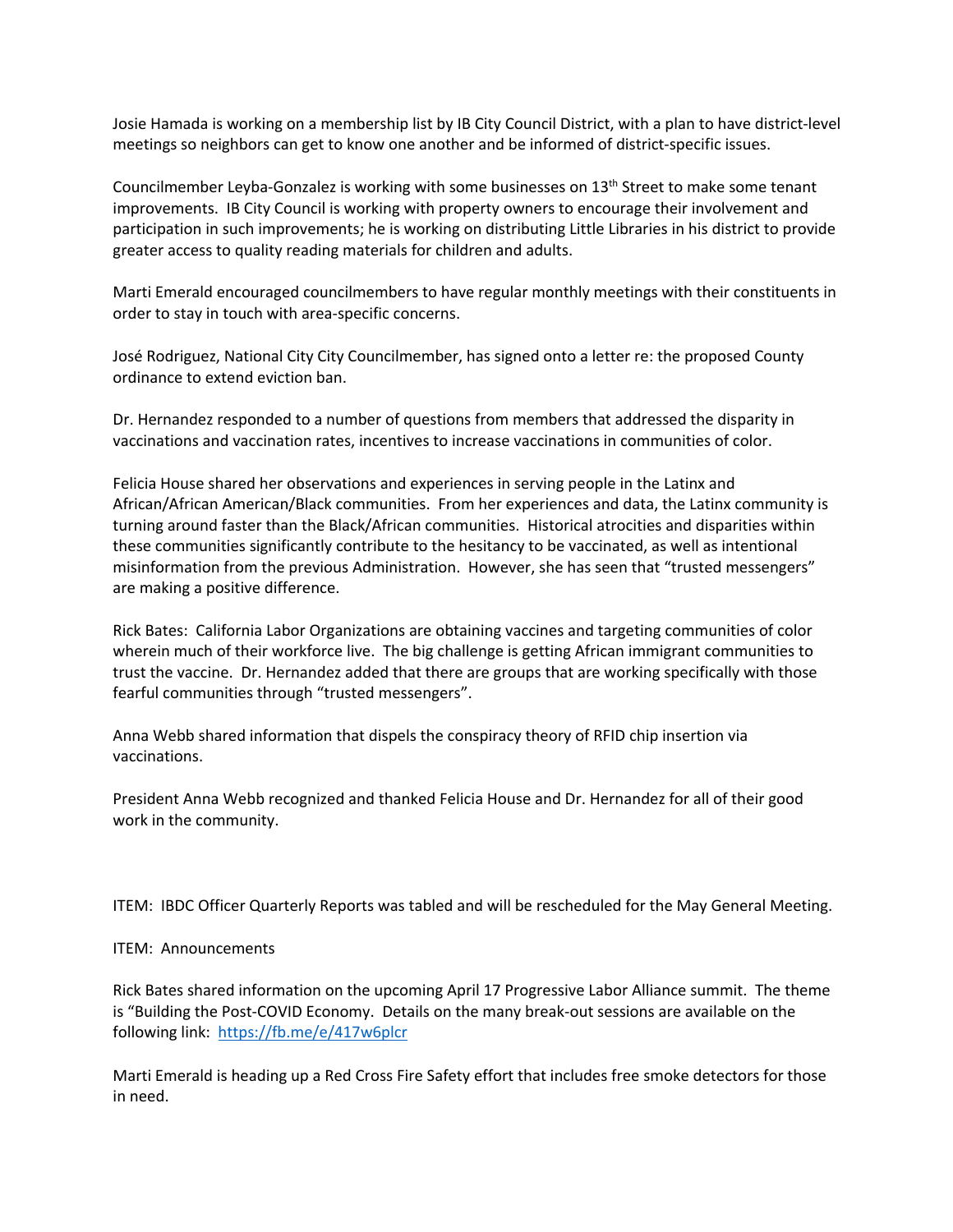Josie Hamada is working on a membership list by IB City Council District, with a plan to have district-level meetings so neighbors can get to know one another and be informed of district-specific issues.

Councilmember Leyba-Gonzalez is working with some businesses on 13th Street to make some tenant improvements. IB City Council is working with property owners to encourage their involvement and participation in such improvements; he is working on distributing Little Libraries in his district to provide greater access to quality reading materials for children and adults.

Marti Emerald encouraged councilmembers to have regular monthly meetings with their constituents in order to stay in touch with area-specific concerns.

José Rodriguez, National City City Councilmember, has signed onto a letter re: the proposed County ordinance to extend eviction ban.

Dr. Hernandez responded to a number of questions from members that addressed the disparity in vaccinations and vaccination rates, incentives to increase vaccinations in communities of color.

Felicia House shared her observations and experiences in serving people in the Latinx and African/African American/Black communities. From her experiences and data, the Latinx community is turning around faster than the Black/African communities. Historical atrocities and disparities within these communities significantly contribute to the hesitancy to be vaccinated, as well as intentional misinformation from the previous Administration. However, she has seen that "trusted messengers" are making a positive difference.

Rick Bates: California Labor Organizations are obtaining vaccines and targeting communities of color wherein much of their workforce live. The big challenge is getting African immigrant communities to trust the vaccine. Dr. Hernandez added that there are groups that are working specifically with those fearful communities through "trusted messengers".

Anna Webb shared information that dispels the conspiracy theory of RFID chip insertion via vaccinations.

President Anna Webb recognized and thanked Felicia House and Dr. Hernandez for all of their good work in the community.

ITEM: IBDC Officer Quarterly Reports was tabled and will be rescheduled for the May General Meeting.

ITEM: Announcements

Rick Bates shared information on the upcoming April 17 Progressive Labor Alliance summit. The theme is "Building the Post-COVID Economy. Details on the many break-out sessions are available on the following link: https://fb.me/e/417w6plcr

Marti Emerald is heading up a Red Cross Fire Safety effort that includes free smoke detectors for those in need.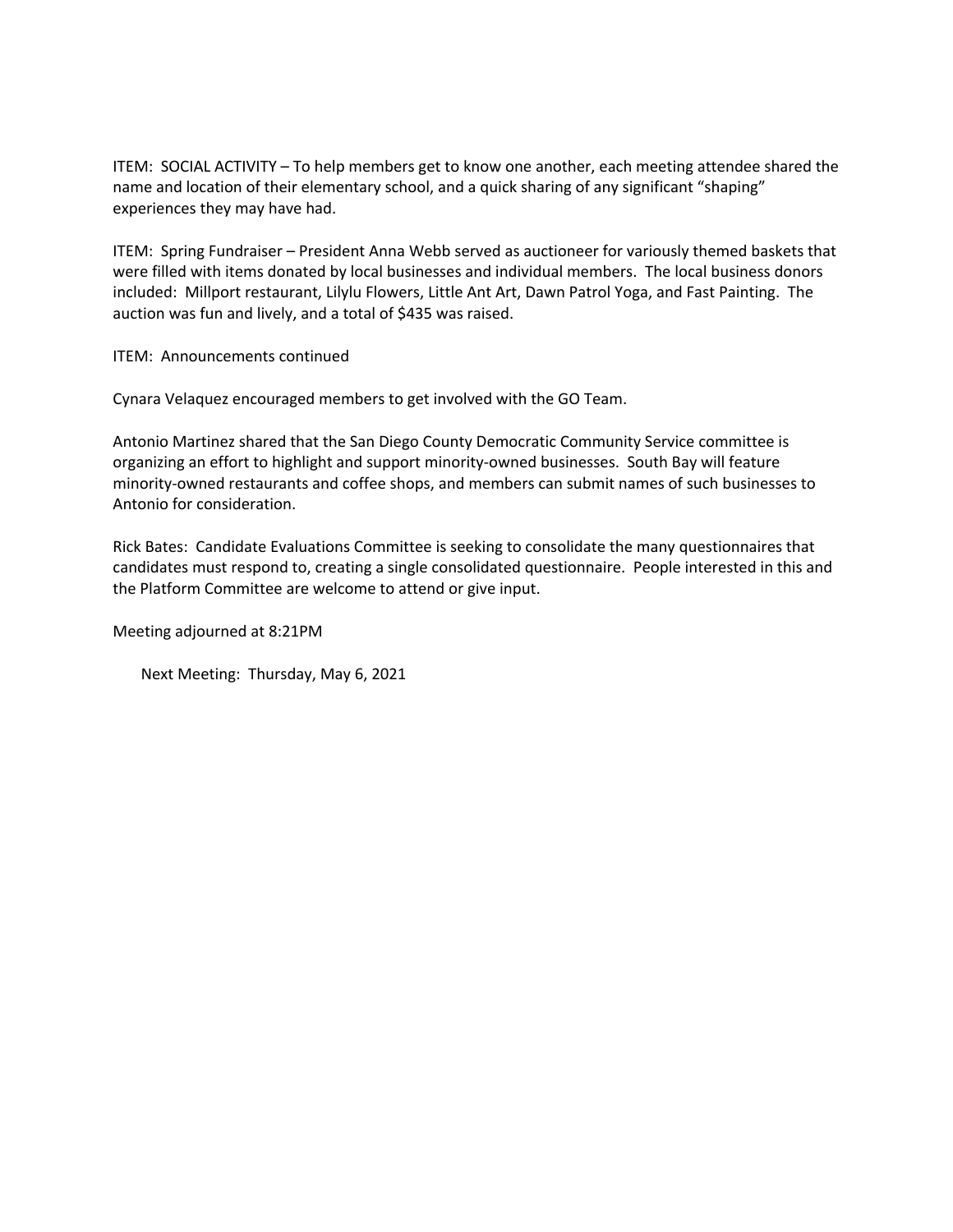ITEM: SOCIAL ACTIVITY – To help members get to know one another, each meeting attendee shared the name and location of their elementary school, and a quick sharing of any significant "shaping" experiences they may have had.

ITEM: Spring Fundraiser – President Anna Webb served as auctioneer for variously themed baskets that were filled with items donated by local businesses and individual members. The local business donors included: Millport restaurant, Lilylu Flowers, Little Ant Art, Dawn Patrol Yoga, and Fast Painting. The auction was fun and lively, and a total of $435 was raised.

ITEM: Announcements continued

Cynara Velaquez encouraged members to get involved with the GO Team.

Antonio Martinez shared that the San Diego County Democratic Community Service committee is organizing an effort to highlight and support minority-owned businesses. South Bay will feature minority-owned restaurants and coffee shops, and members can submit names of such businesses to Antonio for consideration.

Rick Bates: Candidate Evaluations Committee is seeking to consolidate the many questionnaires that candidates must respond to, creating a single consolidated questionnaire. People interested in this and the Platform Committee are welcome to attend or give input.

Meeting adjourned at 8:21PM

Next Meeting: Thursday, May 6, 2021